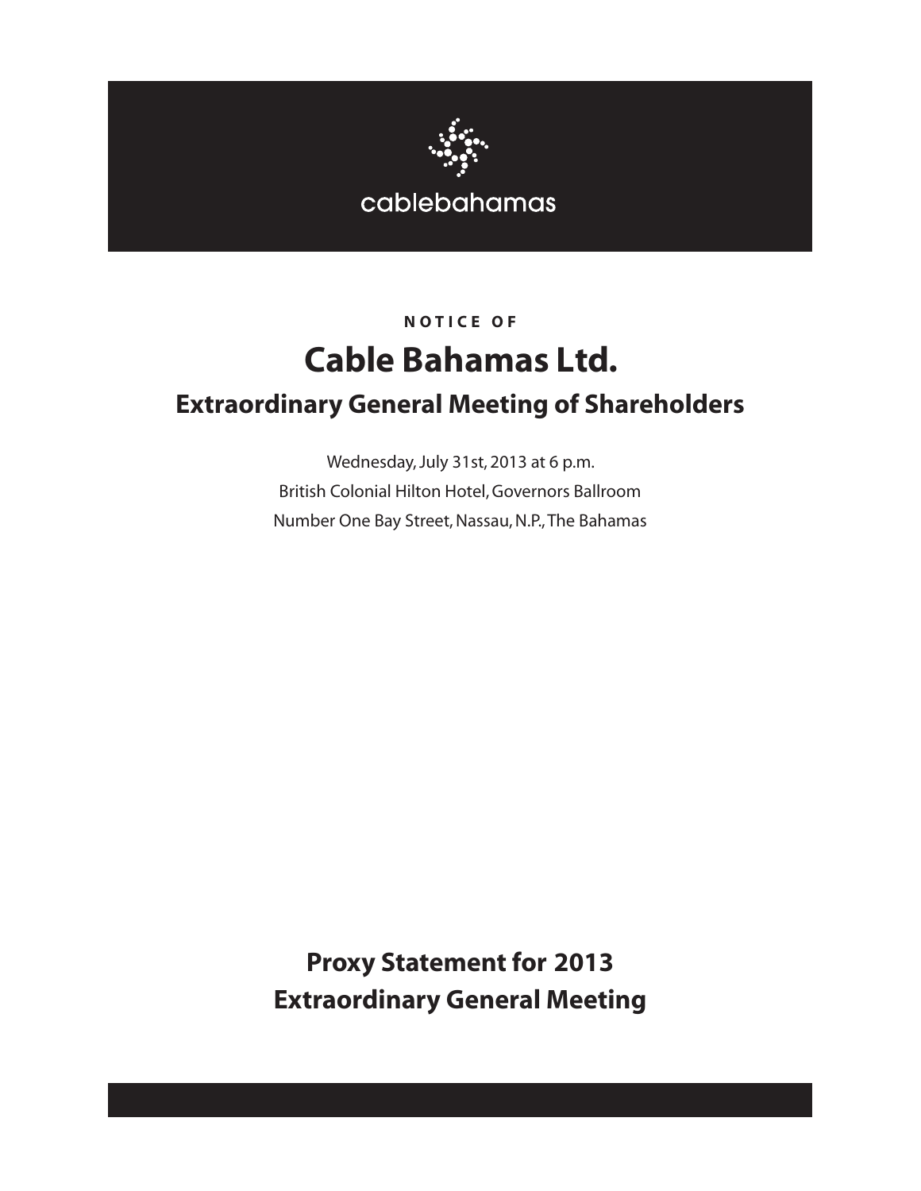cablebahamas

NOTICE OF

# Cable Bahamas Ltd.

## Extraordinary General Meeting of Shareholders

Wednesday, July 31st, 2013 at 6 p.m.
British Colonial Hilton Hotel, Governors Ballroom
Number One Bay Street, Nassau, N.P., The Bahamas

## Proxy Statement for 2013 Extraordinary General Meeting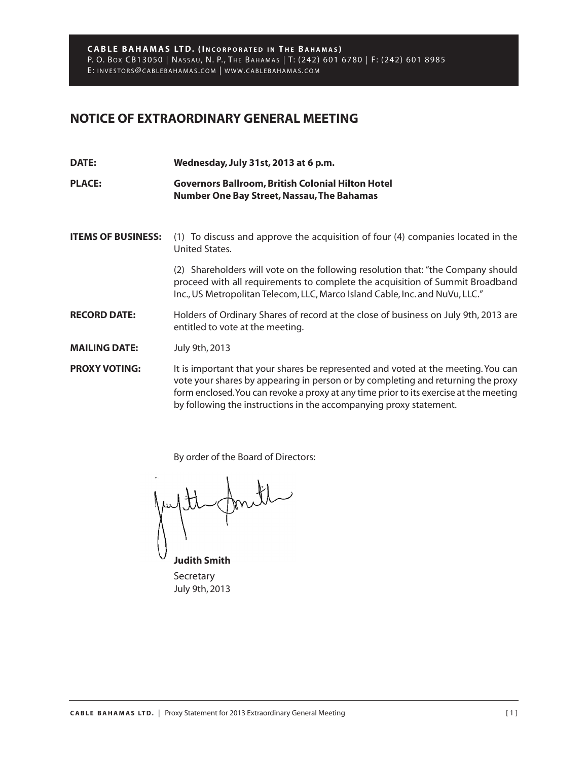**CABLE BAHAMAS LTD. (INCORPORATED IN THE BAHAMAS)**
P. O. BOX CB13050 | NASSAU, N. P., THE BAHAMAS | T: (242) 601 6780 | F: (242) 601 8985
E: INVESTORS@CABLEBAHAMAS.COM | WWW.CABLEBAHAMAS.COM

# NOTICE OF EXTRAORDINARY GENERAL MEETING

**DATE:** **Wednesday, July 31st, 2013 at 6 p.m.**

**PLACE:** **Governors Ballroom, British Colonial Hilton Hotel**
**Number One Bay Street, Nassau, The Bahamas**

**ITEMS OF BUSINESS:**

(1) To discuss and approve the acquisition of four (4) companies located in the United States.

(2) Shareholders will vote on the following resolution that: "the Company should proceed with all requirements to complete the acquisition of Summit Broadband Inc., US Metropolitan Telecom, LLC, Marco Island Cable, Inc. and NuVu, LLC."

**RECORD DATE:** Holders of Ordinary Shares of record at the close of business on July 9th, 2013 are entitled to vote at the meeting.

**MAILING DATE:** July 9th, 2013

**PROXY VOTING:** It is important that your shares be represented and voted at the meeting. You can vote your shares by appearing in person or by completing and returning the proxy form enclosed. You can revoke a proxy at any time prior to its exercise at the meeting by following the instructions in the accompanying proxy statement.

By order of the Board of Directors:

**Judith Smith**
Secretary
July 9th, 2013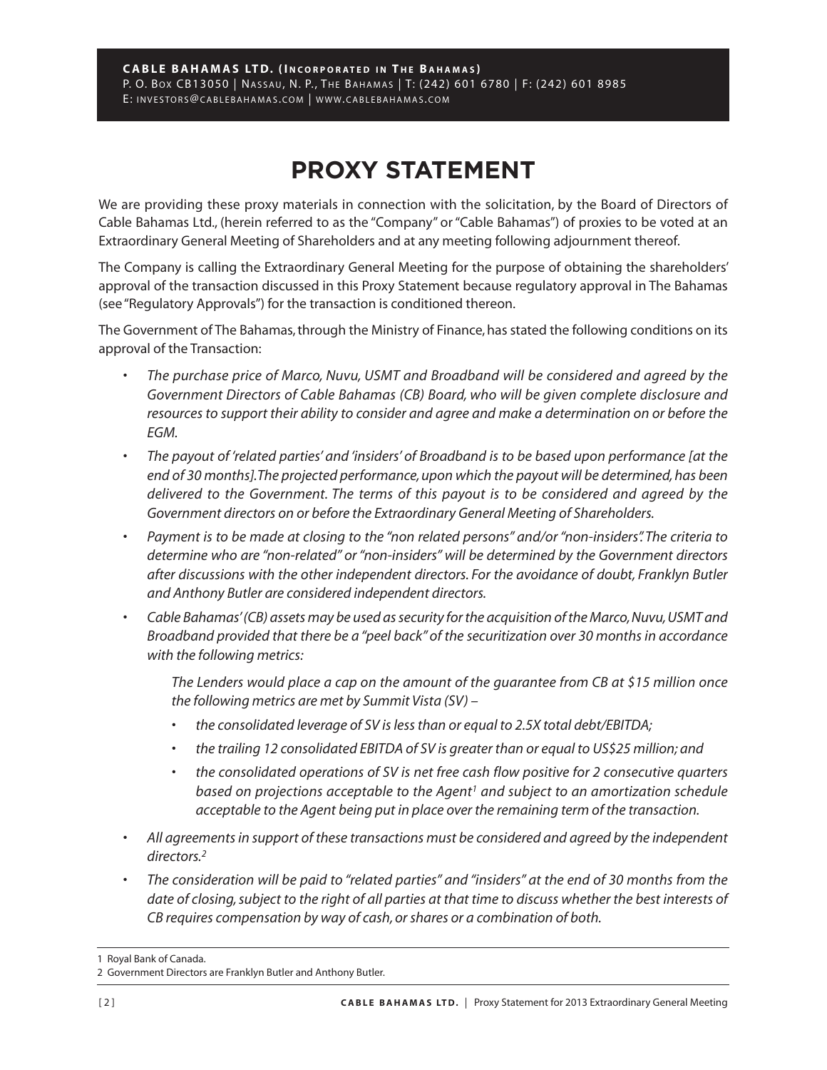**CABLE BAHAMAS LTD. (Incorporated in The Bahamas)**
P. O. Box CB13050 | Nassau, N. P., The Bahamas | T: (242) 601 6780 | F: (242) 601 8985
E: investors@cablebahamas.com | www.cablebahamas.com

# PROXY STATEMENT

We are providing these proxy materials in connection with the solicitation, by the Board of Directors of Cable Bahamas Ltd., (herein referred to as the "Company" or "Cable Bahamas") of proxies to be voted at an Extraordinary General Meeting of Shareholders and at any meeting following adjournment thereof.

The Company is calling the Extraordinary General Meeting for the purpose of obtaining the shareholders' approval of the transaction discussed in this Proxy Statement because regulatory approval in The Bahamas (see "Regulatory Approvals") for the transaction is conditioned thereon.

The Government of The Bahamas, through the Ministry of Finance, has stated the following conditions on its approval of the Transaction:

- *The purchase price of Marco, Nuvu, USMT and Broadband will be considered and agreed by the Government Directors of Cable Bahamas (CB) Board, who will be given complete disclosure and resources to support their ability to consider and agree and make a determination on or before the EGM.*
- *The payout of 'related parties' and 'insiders' of Broadband is to be based upon performance [at the end of 30 months]. The projected performance, upon which the payout will be determined, has been delivered to the Government. The terms of this payout is to be considered and agreed by the Government directors on or before the Extraordinary General Meeting of Shareholders.*
- *Payment is to be made at closing to the "non related persons" and/or "non-insiders". The criteria to determine who are "non-related" or "non-insiders" will be determined by the Government directors after discussions with the other independent directors. For the avoidance of doubt, Franklyn Butler and Anthony Butler are considered independent directors.*
- *Cable Bahamas' (CB) assets may be used as security for the acquisition of the Marco, Nuvu, USMT and Broadband provided that there be a "peel back" of the securitization over 30 months in accordance with the following metrics:*

  *The Lenders would place a cap on the amount of the guarantee from CB at $15 million once the following metrics are met by Summit Vista (SV) –*

  - *the consolidated leverage of SV is less than or equal to 2.5X total debt/EBITDA;*
  - *the trailing 12 consolidated EBITDA of SV is greater than or equal to US$25 million; and*
  - *the consolidated operations of SV is net free cash flow positive for 2 consecutive quarters based on projections acceptable to the Agent[1] and subject to an amortization schedule acceptable to the Agent being put in place over the remaining term of the transaction.*
- *All agreements in support of these transactions must be considered and agreed by the independent directors.[2]*
- *The consideration will be paid to "related parties" and "insiders" at the end of 30 months from the date of closing, subject to the right of all parties at that time to discuss whether the best interests of CB requires compensation by way of cash, or shares or a combination of both.*

1 Royal Bank of Canada.
2 Government Directors are Franklyn Butler and Anthony Butler.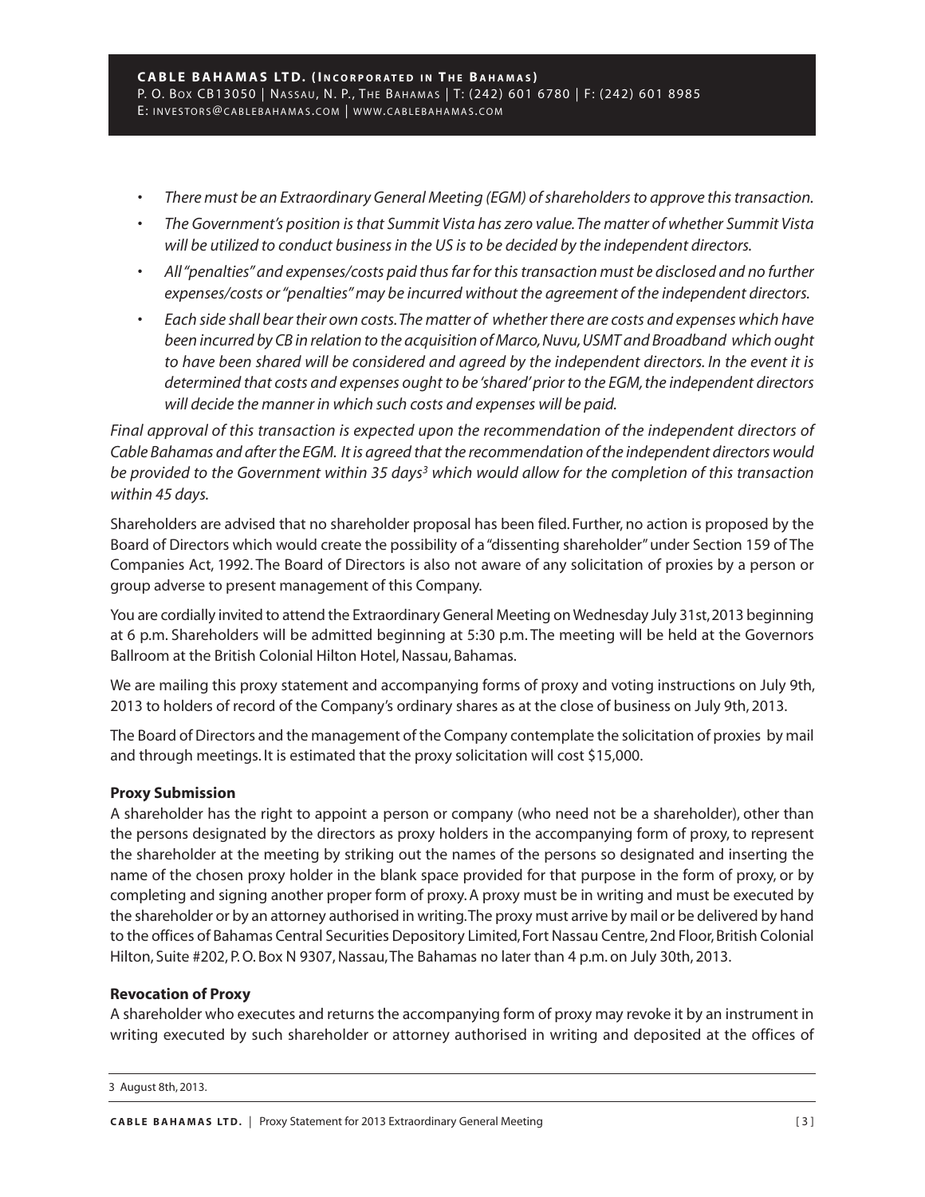- *There must be an Extraordinary General Meeting (EGM) of shareholders to approve this transaction.*
- *The Government's position is that Summit Vista has zero value. The matter of whether Summit Vista will be utilized to conduct business in the US is to be decided by the independent directors.*
- *All "penalties" and expenses/costs paid thus far for this transaction must be disclosed and no further expenses/costs or "penalties" may be incurred without the agreement of the independent directors.*
- *Each side shall bear their own costs. The matter of whether there are costs and expenses which have been incurred by CB in relation to the acquisition of Marco, Nuvu, USMT and Broadband which ought to have been shared will be considered and agreed by the independent directors. In the event it is determined that costs and expenses ought to be 'shared' prior to the EGM, the independent directors will decide the manner in which such costs and expenses will be paid.*

*Final approval of this transaction is expected upon the recommendation of the independent directors of Cable Bahamas and after the EGM. It is agreed that the recommendation of the independent directors would be provided to the Government within 35 days[3] which would allow for the completion of this transaction within 45 days.*

Shareholders are advised that no shareholder proposal has been filed. Further, no action is proposed by the Board of Directors which would create the possibility of a "dissenting shareholder" under Section 159 of The Companies Act, 1992. The Board of Directors is also not aware of any solicitation of proxies by a person or group adverse to present management of this Company.

You are cordially invited to attend the Extraordinary General Meeting on Wednesday July 31st, 2013 beginning at 6 p.m. Shareholders will be admitted beginning at 5:30 p.m. The meeting will be held at the Governors Ballroom at the British Colonial Hilton Hotel, Nassau, Bahamas.

We are mailing this proxy statement and accompanying forms of proxy and voting instructions on July 9th, 2013 to holders of record of the Company's ordinary shares as at the close of business on July 9th, 2013.

The Board of Directors and the management of the Company contemplate the solicitation of proxies by mail and through meetings. It is estimated that the proxy solicitation will cost $15,000.

**Proxy Submission**

A shareholder has the right to appoint a person or company (who need not be a shareholder), other than the persons designated by the directors as proxy holders in the accompanying form of proxy, to represent the shareholder at the meeting by striking out the names of the persons so designated and inserting the name of the chosen proxy holder in the blank space provided for that purpose in the form of proxy, or by completing and signing another proper form of proxy. A proxy must be in writing and must be executed by the shareholder or by an attorney authorised in writing. The proxy must arrive by mail or be delivered by hand to the offices of Bahamas Central Securities Depository Limited, Fort Nassau Centre, 2nd Floor, British Colonial Hilton, Suite #202, P. O. Box N 9307, Nassau, The Bahamas no later than 4 p.m. on July 30th, 2013.

**Revocation of Proxy**

A shareholder who executes and returns the accompanying form of proxy may revoke it by an instrument in writing executed by such shareholder or attorney authorised in writing and deposited at the offices of

3 August 8th, 2013.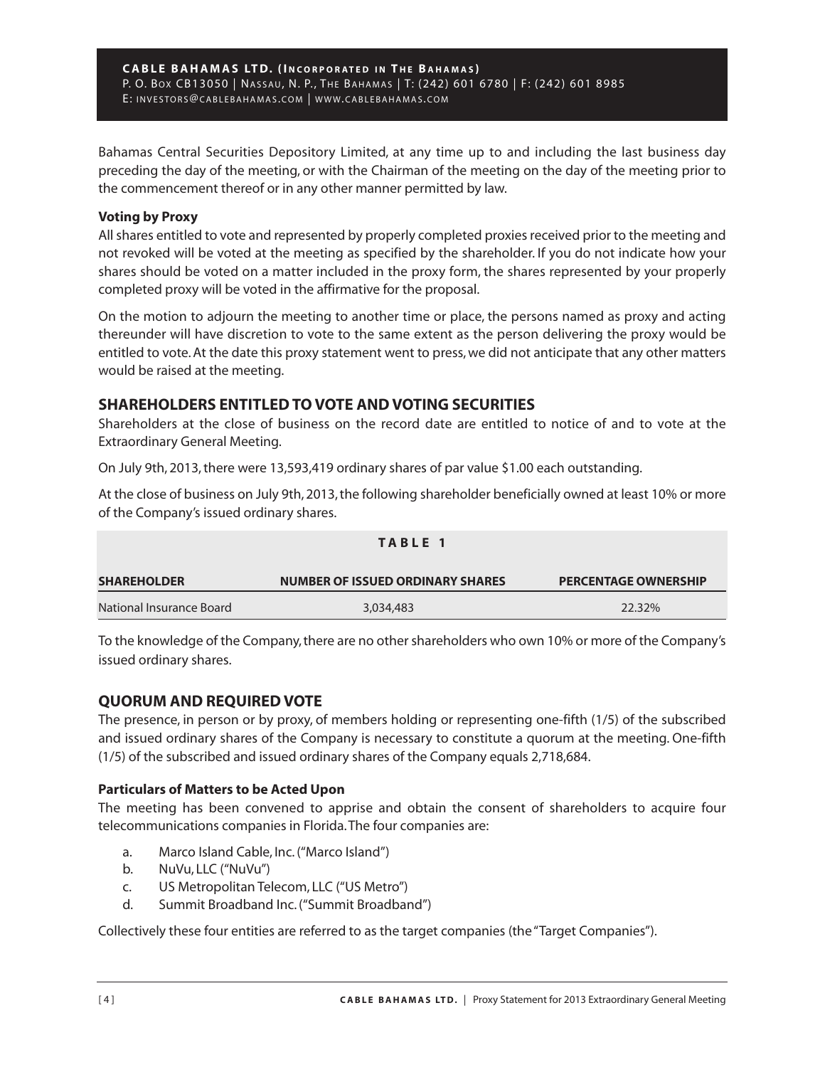Bahamas Central Securities Depository Limited, at any time up to and including the last business day preceding the day of the meeting, or with the Chairman of the meeting on the day of the meeting prior to the commencement thereof or in any other manner permitted by law.

**Voting by Proxy**

All shares entitled to vote and represented by properly completed proxies received prior to the meeting and not revoked will be voted at the meeting as specified by the shareholder. If you do not indicate how your shares should be voted on a matter included in the proxy form, the shares represented by your properly completed proxy will be voted in the affirmative for the proposal.

On the motion to adjourn the meeting to another time or place, the persons named as proxy and acting thereunder will have discretion to vote to the same extent as the person delivering the proxy would be entitled to vote. At the date this proxy statement went to press, we did not anticipate that any other matters would be raised at the meeting.

## SHAREHOLDERS ENTITLED TO VOTE AND VOTING SECURITIES

Shareholders at the close of business on the record date are entitled to notice of and to vote at the Extraordinary General Meeting.

On July 9th, 2013, there were 13,593,419 ordinary shares of par value $1.00 each outstanding.

At the close of business on July 9th, 2013, the following shareholder beneficially owned at least 10% or more of the Company's issued ordinary shares.

**TABLE 1**

| SHAREHOLDER | NUMBER OF ISSUED ORDINARY SHARES | PERCENTAGE OWNERSHIP |
|---|---|---|
| National Insurance Board | 3,034,483 | 22.32% |

To the knowledge of the Company, there are no other shareholders who own 10% or more of the Company's issued ordinary shares.

## QUORUM AND REQUIRED VOTE

The presence, in person or by proxy, of members holding or representing one-fifth (1/5) of the subscribed and issued ordinary shares of the Company is necessary to constitute a quorum at the meeting. One-fifth (1/5) of the subscribed and issued ordinary shares of the Company equals 2,718,684.

**Particulars of Matters to be Acted Upon**

The meeting has been convened to apprise and obtain the consent of shareholders to acquire four telecommunications companies in Florida. The four companies are:

a. Marco Island Cable, Inc. ("Marco Island")
b. NuVu, LLC ("NuVu")
c. US Metropolitan Telecom, LLC ("US Metro")
d. Summit Broadband Inc. ("Summit Broadband")

Collectively these four entities are referred to as the target companies (the "Target Companies").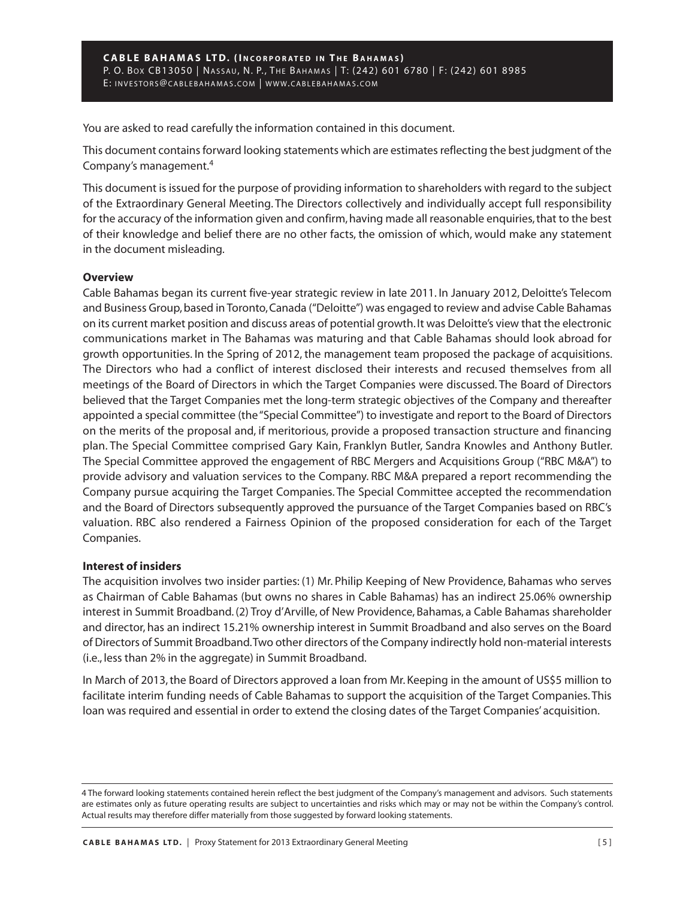You are asked to read carefully the information contained in this document.

This document contains forward looking statements which are estimates reflecting the best judgment of the Company's management.[4]

This document is issued for the purpose of providing information to shareholders with regard to the subject of the Extraordinary General Meeting. The Directors collectively and individually accept full responsibility for the accuracy of the information given and confirm, having made all reasonable enquiries, that to the best of their knowledge and belief there are no other facts, the omission of which, would make any statement in the document misleading.

**Overview**

Cable Bahamas began its current five-year strategic review in late 2011. In January 2012, Deloitte's Telecom and Business Group, based in Toronto, Canada ("Deloitte") was engaged to review and advise Cable Bahamas on its current market position and discuss areas of potential growth. It was Deloitte's view that the electronic communications market in The Bahamas was maturing and that Cable Bahamas should look abroad for growth opportunities. In the Spring of 2012, the management team proposed the package of acquisitions. The Directors who had a conflict of interest disclosed their interests and recused themselves from all meetings of the Board of Directors in which the Target Companies were discussed. The Board of Directors believed that the Target Companies met the long-term strategic objectives of the Company and thereafter appointed a special committee (the "Special Committee") to investigate and report to the Board of Directors on the merits of the proposal and, if meritorious, provide a proposed transaction structure and financing plan. The Special Committee comprised Gary Kain, Franklyn Butler, Sandra Knowles and Anthony Butler. The Special Committee approved the engagement of RBC Mergers and Acquisitions Group ("RBC M&A") to provide advisory and valuation services to the Company. RBC M&A prepared a report recommending the Company pursue acquiring the Target Companies. The Special Committee accepted the recommendation and the Board of Directors subsequently approved the pursuance of the Target Companies based on RBC's valuation. RBC also rendered a Fairness Opinion of the proposed consideration for each of the Target Companies.

**Interest of insiders**

The acquisition involves two insider parties: (1) Mr. Philip Keeping of New Providence, Bahamas who serves as Chairman of Cable Bahamas (but owns no shares in Cable Bahamas) has an indirect 25.06% ownership interest in Summit Broadband. (2) Troy d'Arville, of New Providence, Bahamas, a Cable Bahamas shareholder and director, has an indirect 15.21% ownership interest in Summit Broadband and also serves on the Board of Directors of Summit Broadband. Two other directors of the Company indirectly hold non-material interests (i.e., less than 2% in the aggregate) in Summit Broadband.

In March of 2013, the Board of Directors approved a loan from Mr. Keeping in the amount of US$5 million to facilitate interim funding needs of Cable Bahamas to support the acquisition of the Target Companies. This loan was required and essential in order to extend the closing dates of the Target Companies' acquisition.

4 The forward looking statements contained herein reflect the best judgment of the Company's management and advisors. Such statements are estimates only as future operating results are subject to uncertainties and risks which may or may not be within the Company's control. Actual results may therefore differ materially from those suggested by forward looking statements.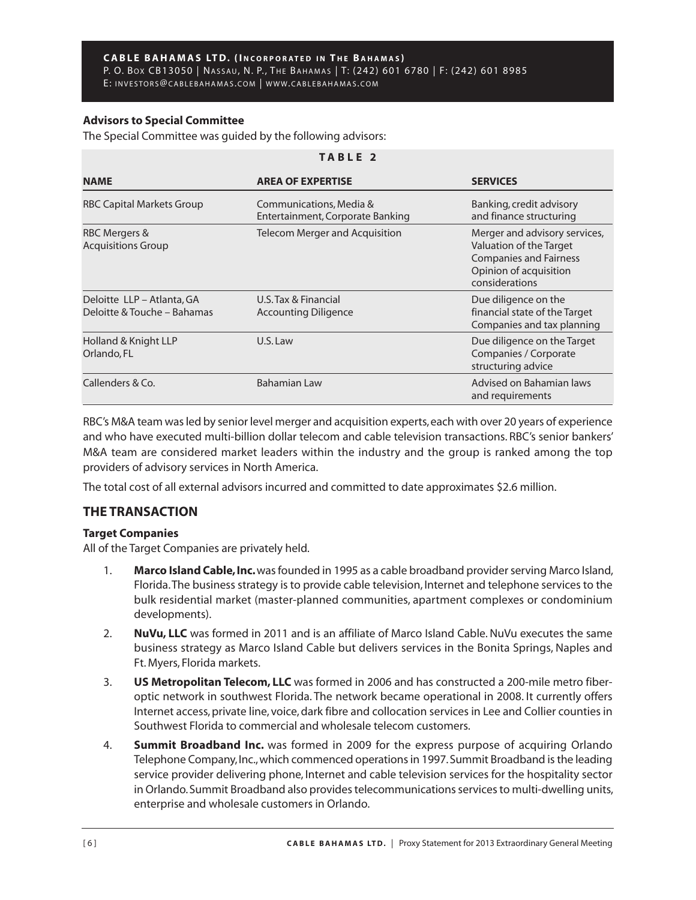### Advisors to Special Committee

The Special Committee was guided by the following advisors:

**TABLE 2**

| NAME | AREA OF EXPERTISE | SERVICES |
|---|---|---|
| RBC Capital Markets Group | Communications, Media & Entertainment, Corporate Banking | Banking, credit advisory and finance structuring |
| RBC Mergers & Acquisitions Group | Telecom Merger and Acquisition | Merger and advisory services, Valuation of the Target Companies and Fairness Opinion of acquisition considerations |
| Deloitte LLP – Atlanta, GA Deloitte & Touche – Bahamas | U.S. Tax & Financial Accounting Diligence | Due diligence on the financial state of the Target Companies and tax planning |
| Holland & Knight LLP Orlando, FL | U.S. Law | Due diligence on the Target Companies / Corporate structuring advice |
| Callenders & Co. | Bahamian Law | Advised on Bahamian laws and requirements |

RBC's M&A team was led by senior level merger and acquisition experts, each with over 20 years of experience and who have executed multi-billion dollar telecom and cable television transactions. RBC's senior bankers' M&A team are considered market leaders within the industry and the group is ranked among the top providers of advisory services in North America.

The total cost of all external advisors incurred and committed to date approximates $2.6 million.

## THE TRANSACTION

### Target Companies

All of the Target Companies are privately held.

1. **Marco Island Cable, Inc.** was founded in 1995 as a cable broadband provider serving Marco Island, Florida. The business strategy is to provide cable television, Internet and telephone services to the bulk residential market (master-planned communities, apartment complexes or condominium developments).
2. **NuVu, LLC** was formed in 2011 and is an affiliate of Marco Island Cable. NuVu executes the same business strategy as Marco Island Cable but delivers services in the Bonita Springs, Naples and Ft. Myers, Florida markets.
3. **US Metropolitan Telecom, LLC** was formed in 2006 and has constructed a 200-mile metro fiber-optic network in southwest Florida. The network became operational in 2008. It currently offers Internet access, private line, voice, dark fibre and collocation services in Lee and Collier counties in Southwest Florida to commercial and wholesale telecom customers.
4. **Summit Broadband Inc.** was formed in 2009 for the express purpose of acquiring Orlando Telephone Company, Inc., which commenced operations in 1997. Summit Broadband is the leading service provider delivering phone, Internet and cable television services for the hospitality sector in Orlando. Summit Broadband also provides telecommunications services to multi-dwelling units, enterprise and wholesale customers in Orlando.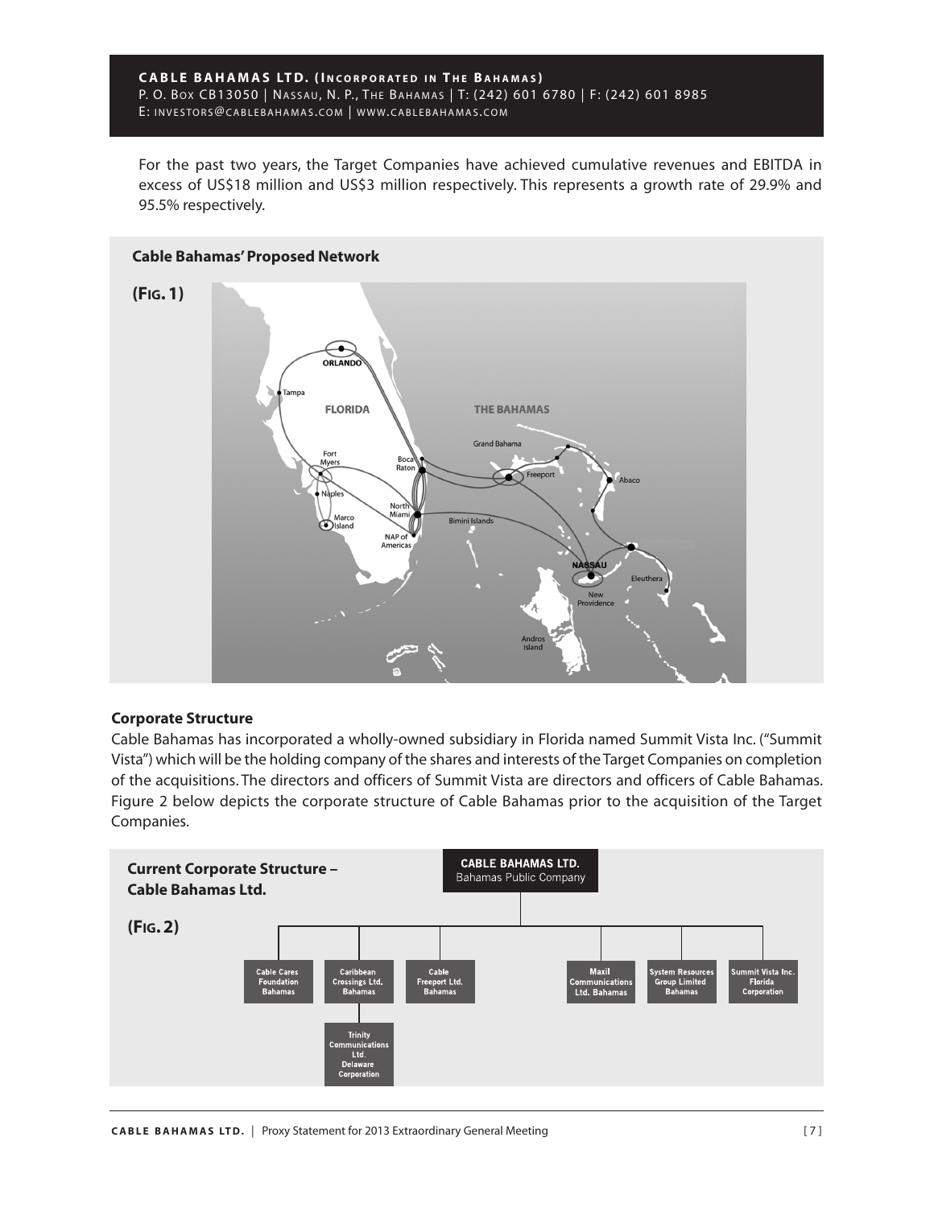For the past two years, the Target Companies have achieved cumulative revenues and EBITDA in excess of US$18 million and US$3 million respectively. This represents a growth rate of 29.9% and 95.5% respectively.

**Cable Bahamas' Proposed Network**

**(Fig. 1)**

ORLANDO

Tampa

FLORIDA

THE BAHAMAS

Grand Bahama

Fort Myers

Boca Raton

Freeport

Abaco

Naples

North Miami

Marco Island

Bimini Islands

NAP of Americas

NASSAU

Eleuthera

New Providence

Andros Island

### Corporate Structure

Cable Bahamas has incorporated a wholly-owned subsidiary in Florida named Summit Vista Inc. ("Summit Vista") which will be the holding company of the shares and interests of the Target Companies on completion of the acquisitions. The directors and officers of Summit Vista are directors and officers of Cable Bahamas. Figure 2 below depicts the corporate structure of Cable Bahamas prior to the acquisition of the Target Companies.

**Current Corporate Structure – Cable Bahamas Ltd.**

**(Fig. 2)**

CABLE BAHAMAS LTD.
Bahamas Public Company

Cable Cares Foundation Bahamas

Caribbean Crossings Ltd. Bahamas

Trinity Communications Ltd. Delaware Corporation

Cable Freeport Ltd. Bahamas

Maxil Communications Ltd. Bahamas

System Resources Group Limited Bahamas

Summit Vista Inc. Florida Corporation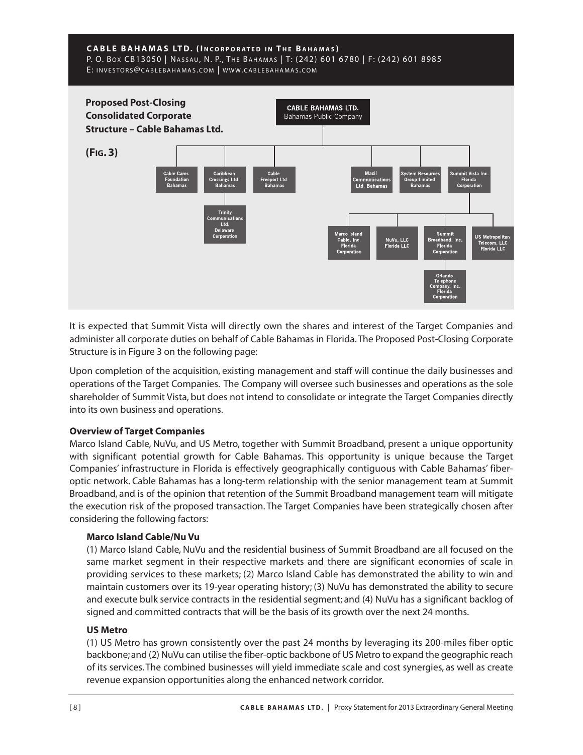**CABLE BAHAMAS LTD. (Incorporated in The Bahamas)**
P. O. Box CB13050 | Nassau, N. P., The Bahamas | T: (242) 601 6780 | F: (242) 601 8985
E: investors@cablebahamas.com | www.cablebahamas.com

**Proposed Post-Closing Consolidated Corporate Structure – Cable Bahamas Ltd.**

**(Fig. 3)**

CABLE BAHAMAS LTD.
Bahamas Public Company

Cable Cares Foundation Bahamas

Caribbean Crossings Ltd. Bahamas

Trinity Communications Ltd. Delaware Corporation

Cable Freeport Ltd. Bahamas

Maxil Communications Ltd. Bahamas

System Resources Group Limited Bahamas

Summit Vista Inc. Florida Corporation

Marco Island Cable, Inc. Florida Corporation

NuVu, LLC Florida LLC

Summit Broadband, Inc. Florida Corporation

Orlando Telephone Company, Inc. Florida Corporation

US Metropolitan Telecom, LLC Florida LLC

It is expected that Summit Vista will directly own the shares and interest of the Target Companies and administer all corporate duties on behalf of Cable Bahamas in Florida. The Proposed Post-Closing Corporate Structure is in Figure 3 on the following page:

Upon completion of the acquisition, existing management and staff will continue the daily businesses and operations of the Target Companies. The Company will oversee such businesses and operations as the sole shareholder of Summit Vista, but does not intend to consolidate or integrate the Target Companies directly into its own business and operations.

**Overview of Target Companies**

Marco Island Cable, NuVu, and US Metro, together with Summit Broadband, present a unique opportunity with significant potential growth for Cable Bahamas. This opportunity is unique because the Target Companies' infrastructure in Florida is effectively geographically contiguous with Cable Bahamas' fiber-optic network. Cable Bahamas has a long-term relationship with the senior management team at Summit Broadband, and is of the opinion that retention of the Summit Broadband management team will mitigate the execution risk of the proposed transaction. The Target Companies have been strategically chosen after considering the following factors:

**Marco Island Cable/Nu Vu**

(1) Marco Island Cable, NuVu and the residential business of Summit Broadband are all focused on the same market segment in their respective markets and there are significant economies of scale in providing services to these markets; (2) Marco Island Cable has demonstrated the ability to win and maintain customers over its 19-year operating history; (3) NuVu has demonstrated the ability to secure and execute bulk service contracts in the residential segment; and (4) NuVu has a significant backlog of signed and committed contracts that will be the basis of its growth over the next 24 months.

**US Metro**

(1) US Metro has grown consistently over the past 24 months by leveraging its 200-miles fiber optic backbone; and (2) NuVu can utilise the fiber-optic backbone of US Metro to expand the geographic reach of its services. The combined businesses will yield immediate scale and cost synergies, as well as create revenue expansion opportunities along the enhanced network corridor.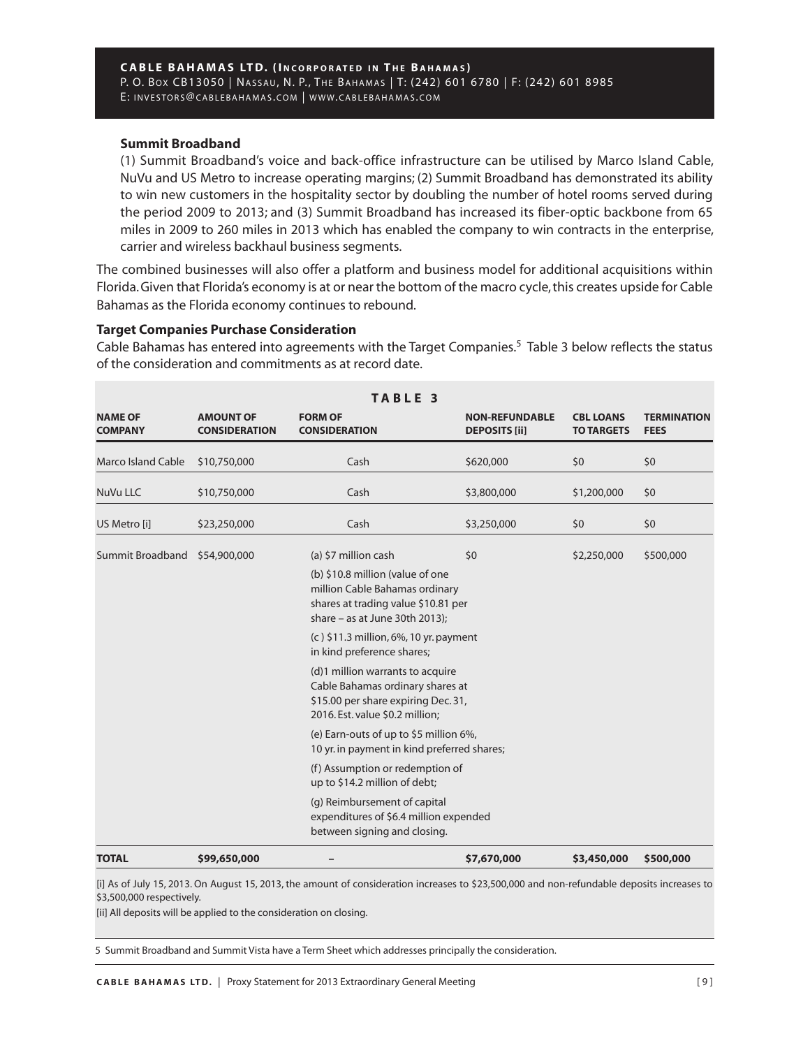**Summit Broadband**

(1) Summit Broadband's voice and back-office infrastructure can be utilised by Marco Island Cable, NuVu and US Metro to increase operating margins; (2) Summit Broadband has demonstrated its ability to win new customers in the hospitality sector by doubling the number of hotel rooms served during the period 2009 to 2013; and (3) Summit Broadband has increased its fiber-optic backbone from 65 miles in 2009 to 260 miles in 2013 which has enabled the company to win contracts in the enterprise, carrier and wireless backhaul business segments.

The combined businesses will also offer a platform and business model for additional acquisitions within Florida. Given that Florida's economy is at or near the bottom of the macro cycle, this creates upside for Cable Bahamas as the Florida economy continues to rebound.

**Target Companies Purchase Consideration**

Cable Bahamas has entered into agreements with the Target Companies.[5] Table 3 below reflects the status of the consideration and commitments as at record date.

**TABLE 3**

| NAME OF COMPANY | AMOUNT OF CONSIDERATION | FORM OF CONSIDERATION | NON-REFUNDABLE DEPOSITS [ii] | CBL LOANS TO TARGETS | TERMINATION FEES |
|---|---|---|---|---|---|
| Marco Island Cable | $10,750,000 | Cash | $620,000 | $0 | $0 |
| NuVu LLC | $10,750,000 | Cash | $3,800,000 | $1,200,000 | $0 |
| US Metro [i] | $23,250,000 | Cash | $3,250,000 | $0 | $0 |
| Summit Broadband | $54,900,000 | (a) $7 million cash<br>(b) $10.8 million (value of one million Cable Bahamas ordinary shares at trading value $10.81 per share – as at June 30th 2013);<br>(c ) $11.3 million, 6%, 10 yr. payment in kind preference shares;<br>(d)1 million warrants to acquire Cable Bahamas ordinary shares at $15.00 per share expiring Dec. 31, 2016. Est. value $0.2 million;<br>(e) Earn-outs of up to $5 million 6%, 10 yr. in payment in kind preferred shares;<br>(f) Assumption or redemption of up to $14.2 million of debt;<br>(g) Reimbursement of capital expenditures of $6.4 million expended between signing and closing. | $0 | $2,250,000 | $500,000 |
| **TOTAL** | **$99,650,000** | – | **$7,670,000** | **$3,450,000** | **$500,000** |

[i] As of July 15, 2013. On August 15, 2013, the amount of consideration increases to $23,500,000 and non-refundable deposits increases to $3,500,000 respectively.

[ii] All deposits will be applied to the consideration on closing.

5 Summit Broadband and Summit Vista have a Term Sheet which addresses principally the consideration.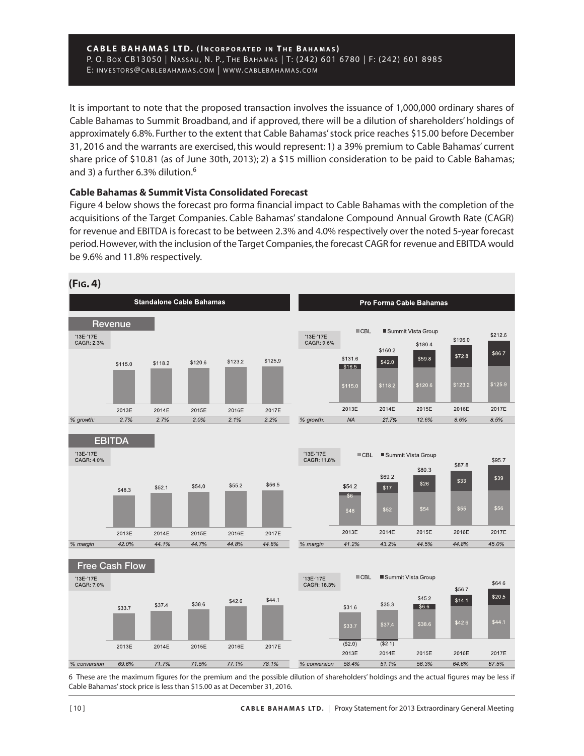It is important to note that the proposed transaction involves the issuance of 1,000,000 ordinary shares of Cable Bahamas to Summit Broadband, and if approved, there will be a dilution of shareholders' holdings of approximately 6.8%. Further to the extent that Cable Bahamas' stock price reaches $15.00 before December 31, 2016 and the warrants are exercised, this would represent: 1) a 39% premium to Cable Bahamas' current share price of $10.81 (as of June 30th, 2013); 2) a $15 million consideration to be paid to Cable Bahamas; and 3) a further 6.3% dilution.[6]

**Cable Bahamas & Summit Vista Consolidated Forecast**

Figure 4 below shows the forecast pro forma financial impact to Cable Bahamas with the completion of the acquisitions of the Target Companies. Cable Bahamas' standalone Compound Annual Growth Rate (CAGR) for revenue and EBITDA is forecast to be between 2.3% and 4.0% respectively over the noted 5-year forecast period. However, with the inclusion of the Target Companies, the forecast CAGR for revenue and EBITDA would be 9.6% and 11.8% respectively.

## (Fig. 4)

**Standalone Cable Bahamas**

**Pro Forma Cable Bahamas**

**Revenue**

Standalone: '13E-'17E CAGR: 2.3%

2013E $115.0; 2014E $118.2; 2015E $120.6; 2016E $123.2; 2017E $125.9

% growth: 2.7%, 2.7%, 2.0%, 2.1%, 2.2%

Pro Forma: '13E-'17E CAGR: 9.6%

CBL / Summit Vista Group

2013E $131.6 ($115.0 / $16.5); 2014E $160.2 ($118.2 / $42.0); 2015E $180.4 ($120.6 / $59.8); 2016E $196.0 ($123.2 / $72.8); 2017E $212.6 ($125.9 / $86.7)

% growth: NA, 21.7%, 12.6%, 8.6%, 8.5%

**EBITDA**

Standalone: '13E-'17E CAGR: 4.0%

2013E $48.3; 2014E $52.1; 2015E $54.0; 2016E $55.2; 2017E $56.5

% margin: 42.0%, 44.1%, 44.7%, 44.8%, 44.8%

Pro Forma: '13E-'17E CAGR: 11.8%

CBL / Summit Vista Group

2013E $54.2 ($48 / $6); 2014E $69.2 ($52 / $17); 2015E $80.3 ($54 / $26); 2016E $87.8 ($55 / $33); 2017E $95.7 ($56 / $39)

% margin: 41.2%, 43.2%, 44.5%, 44.8%, 45.0%

**Free Cash Flow**

Standalone: '13E-'17E CAGR: 7.0%

2013E $33.7; 2014E $37.4; 2015E $38.6; 2016E $42.6; 2017E $44.1

% conversion: 69.6%, 71.7%, 71.5%, 77.1%, 78.1%

Pro Forma: '13E-'17E CAGR: 18.3%

CBL / Summit Vista Group

2013E $31.6 ($33.7 / ($2.0)); 2014E $35.3 ($37.4 / ($2.1)); 2015E $45.2 ($38.6 / $6.6); 2016E $56.7 ($42.6 / $14.1); 2017E $64.6 ($44.1 / $20.5)

% conversion: 58.4%, 51.1%, 56.3%, 64.6%, 67.5%

6 These are the maximum figures for the premium and the possible dilution of shareholders' holdings and the actual figures may be less if Cable Bahamas' stock price is less than $15.00 as at December 31, 2016.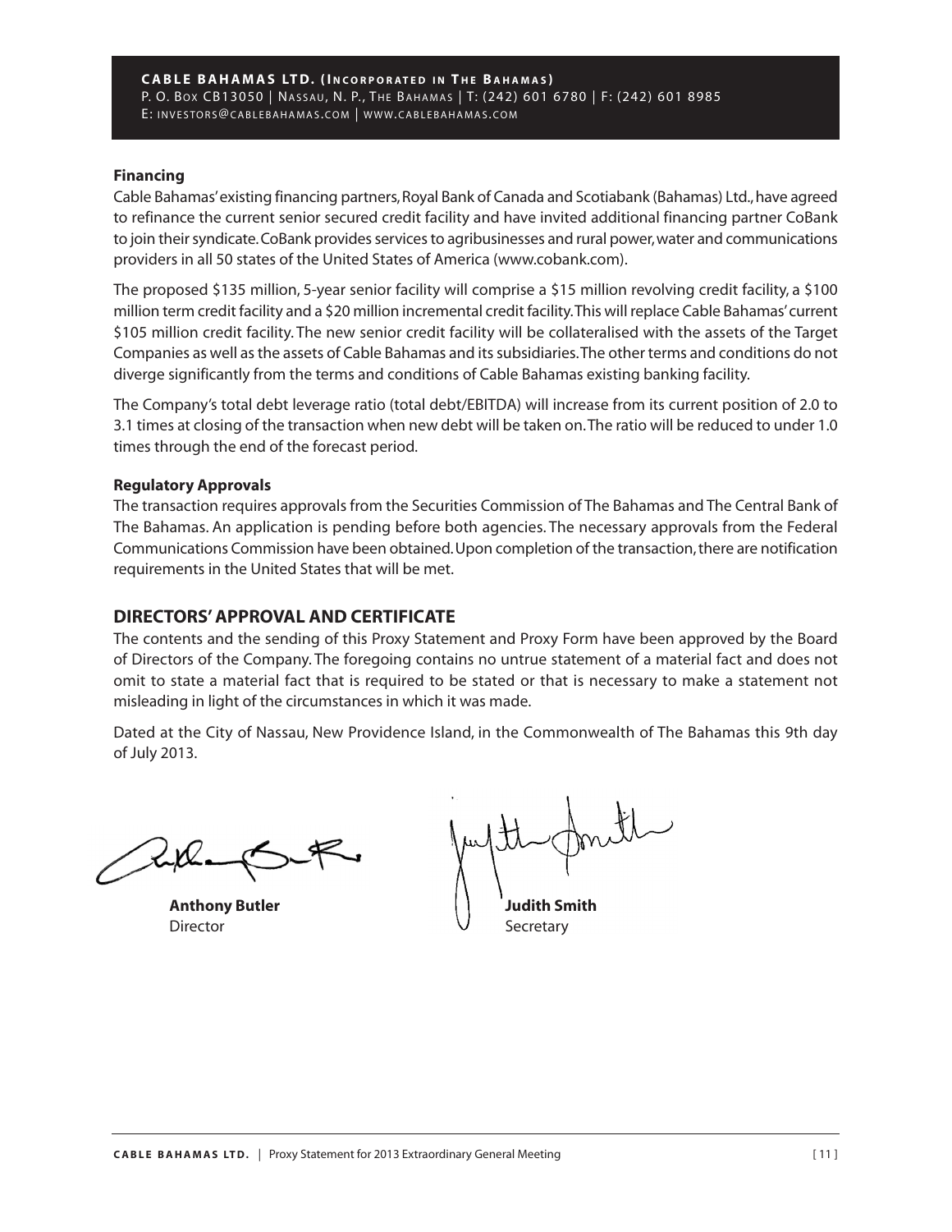**Financing**

Cable Bahamas' existing financing partners, Royal Bank of Canada and Scotiabank (Bahamas) Ltd., have agreed to refinance the current senior secured credit facility and have invited additional financing partner CoBank to join their syndicate. CoBank provides services to agribusinesses and rural power, water and communications providers in all 50 states of the United States of America (www.cobank.com).

The proposed $135 million, 5-year senior facility will comprise a $15 million revolving credit facility, a $100 million term credit facility and a $20 million incremental credit facility. This will replace Cable Bahamas' current $105 million credit facility. The new senior credit facility will be collateralised with the assets of the Target Companies as well as the assets of Cable Bahamas and its subsidiaries. The other terms and conditions do not diverge significantly from the terms and conditions of Cable Bahamas existing banking facility.

The Company's total debt leverage ratio (total debt/EBITDA) will increase from its current position of 2.0 to 3.1 times at closing of the transaction when new debt will be taken on. The ratio will be reduced to under 1.0 times through the end of the forecast period.

**Regulatory Approvals**

The transaction requires approvals from the Securities Commission of The Bahamas and The Central Bank of The Bahamas. An application is pending before both agencies. The necessary approvals from the Federal Communications Commission have been obtained. Upon completion of the transaction, there are notification requirements in the United States that will be met.

## DIRECTORS' APPROVAL AND CERTIFICATE

The contents and the sending of this Proxy Statement and Proxy Form have been approved by the Board of Directors of the Company. The foregoing contains no untrue statement of a material fact and does not omit to state a material fact that is required to be stated or that is necessary to make a statement not misleading in light of the circumstances in which it was made.

Dated at the City of Nassau, New Providence Island, in the Commonwealth of The Bahamas this 9th day of July 2013.

**Anthony Butler**
Director

**Judith Smith**
Secretary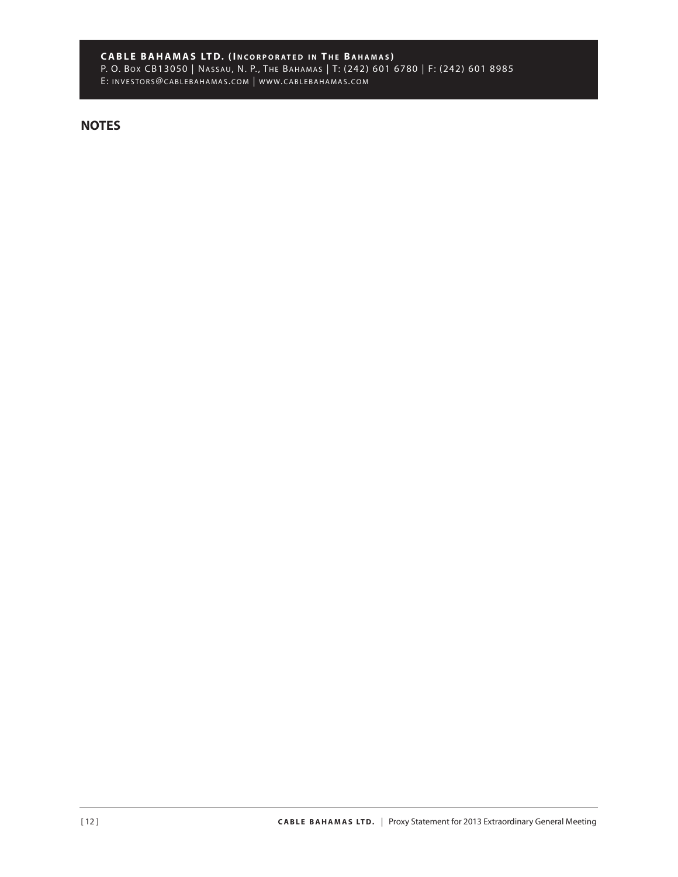**CABLE BAHAMAS LTD. (Incorporated in The Bahamas)**
P. O. Box CB13050 | Nassau, N. P., The Bahamas | T: (242) 601 6780 | F: (242) 601 8985
E: investors@cablebahamas.com | www.cablebahamas.com

## NOTES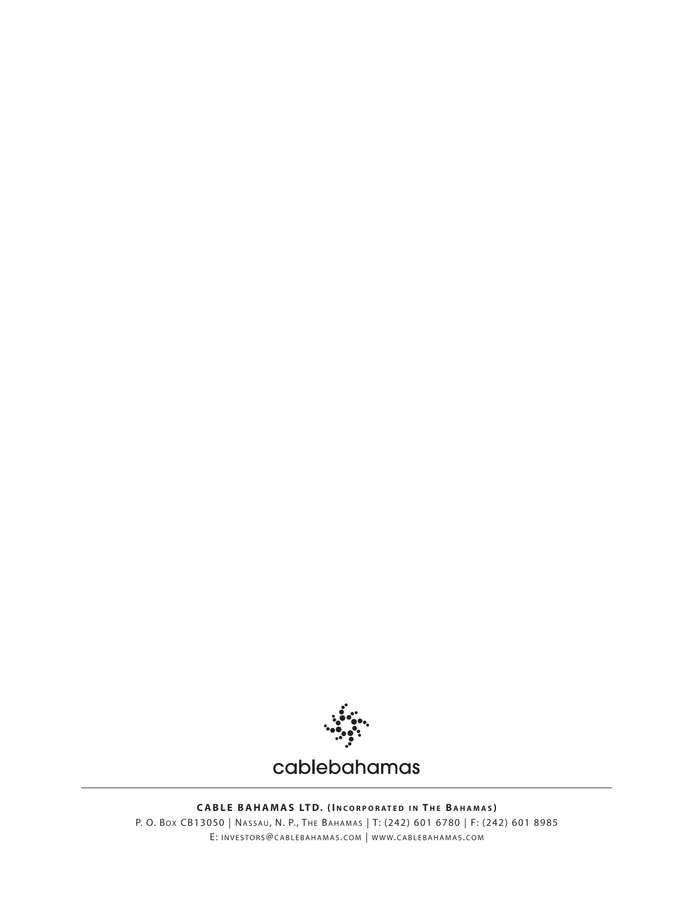cablebahamas

**CABLE BAHAMAS LTD. (Incorporated in The Bahamas)**

P. O. Box CB13050 | Nassau, N. P., The Bahamas | T: (242) 601 6780 | F: (242) 601 8985

E: investors@cablebahamas.com | www.cablebahamas.com